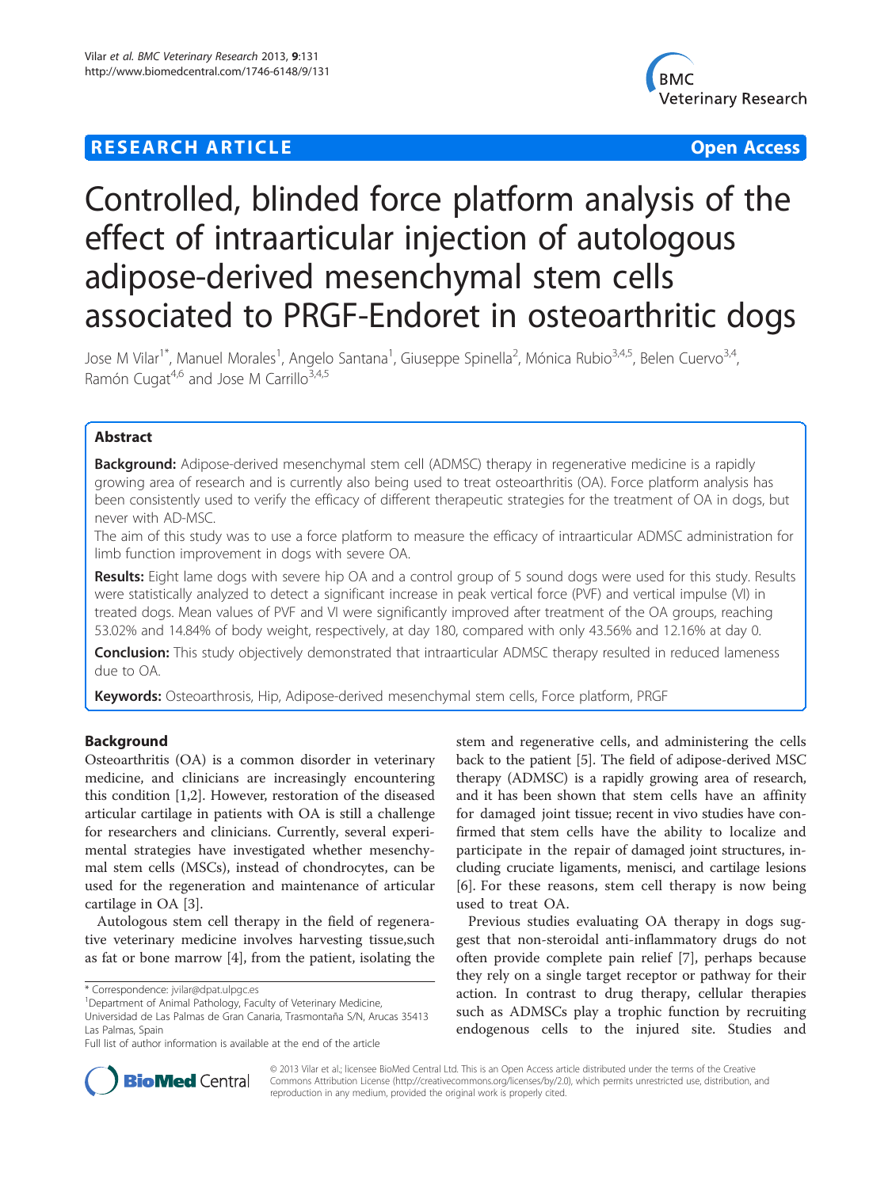**RESEARCH ARTICLE** **Open Access**

# Controlled, blinded force platform analysis of the effect of intraarticular injection of autologous adipose-derived mesenchymal stem cells associated to PRGF-Endoret in osteoarthritic dogs

Jose M Vilar[1*], Manuel Morales[1], Angelo Santana[1], Giuseppe Spinella[2], Mónica Rubio[3,4,5], Belen Cuervo[3,4], Ramón Cugat[4,6] and Jose M Carrillo[3,4,5]

## Abstract

**Background:** Adipose-derived mesenchymal stem cell (ADMSC) therapy in regenerative medicine is a rapidly growing area of research and is currently also being used to treat osteoarthritis (OA). Force platform analysis has been consistently used to verify the efficacy of different therapeutic strategies for the treatment of OA in dogs, but never with AD-MSC.

The aim of this study was to use a force platform to measure the efficacy of intraarticular ADMSC administration for limb function improvement in dogs with severe OA.

**Results:** Eight lame dogs with severe hip OA and a control group of 5 sound dogs were used for this study. Results were statistically analyzed to detect a significant increase in peak vertical force (PVF) and vertical impulse (VI) in treated dogs. Mean values of PVF and VI were significantly improved after treatment of the OA groups, reaching 53.02% and 14.84% of body weight, respectively, at day 180, compared with only 43.56% and 12.16% at day 0.

**Conclusion:** This study objectively demonstrated that intraarticular ADMSC therapy resulted in reduced lameness due to OA.

**Keywords:** Osteoarthrosis, Hip, Adipose-derived mesenchymal stem cells, Force platform, PRGF

## Background

Osteoarthritis (OA) is a common disorder in veterinary medicine, and clinicians are increasingly encountering this condition [1,2]. However, restoration of the diseased articular cartilage in patients with OA is still a challenge for researchers and clinicians. Currently, several experimental strategies have investigated whether mesenchymal stem cells (MSCs), instead of chondrocytes, can be used for the regeneration and maintenance of articular cartilage in OA [3].

Autologous stem cell therapy in the field of regenerative veterinary medicine involves harvesting tissue,such as fat or bone marrow [4], from the patient, isolating the stem and regenerative cells, and administering the cells back to the patient [5]. The field of adipose-derived MSC therapy (ADMSC) is a rapidly growing area of research, and it has been shown that stem cells have an affinity for damaged joint tissue; recent in vivo studies have confirmed that stem cells have the ability to localize and participate in the repair of damaged joint structures, including cruciate ligaments, menisci, and cartilage lesions [6]. For these reasons, stem cell therapy is now being used to treat OA.

Previous studies evaluating OA therapy in dogs suggest that non-steroidal anti-inflammatory drugs do not often provide complete pain relief [7], perhaps because they rely on a single target receptor or pathway for their action. In contrast to drug therapy, cellular therapies such as ADMSCs play a trophic function by recruiting endogenous cells to the injured site. Studies and

\* Correspondence: jvilar@dpat.ulpgc.es
[1]Department of Animal Pathology, Faculty of Veterinary Medicine, Universidad de Las Palmas de Gran Canaria, Trasmontaña S/N, Arucas 35413 Las Palmas, Spain
Full list of author information is available at the end of the article

© 2013 Vilar et al.; licensee BioMed Central Ltd. This is an Open Access article distributed under the terms of the Creative Commons Attribution License (http://creativecommons.org/licenses/by/2.0), which permits unrestricted use, distribution, and reproduction in any medium, provided the original work is properly cited.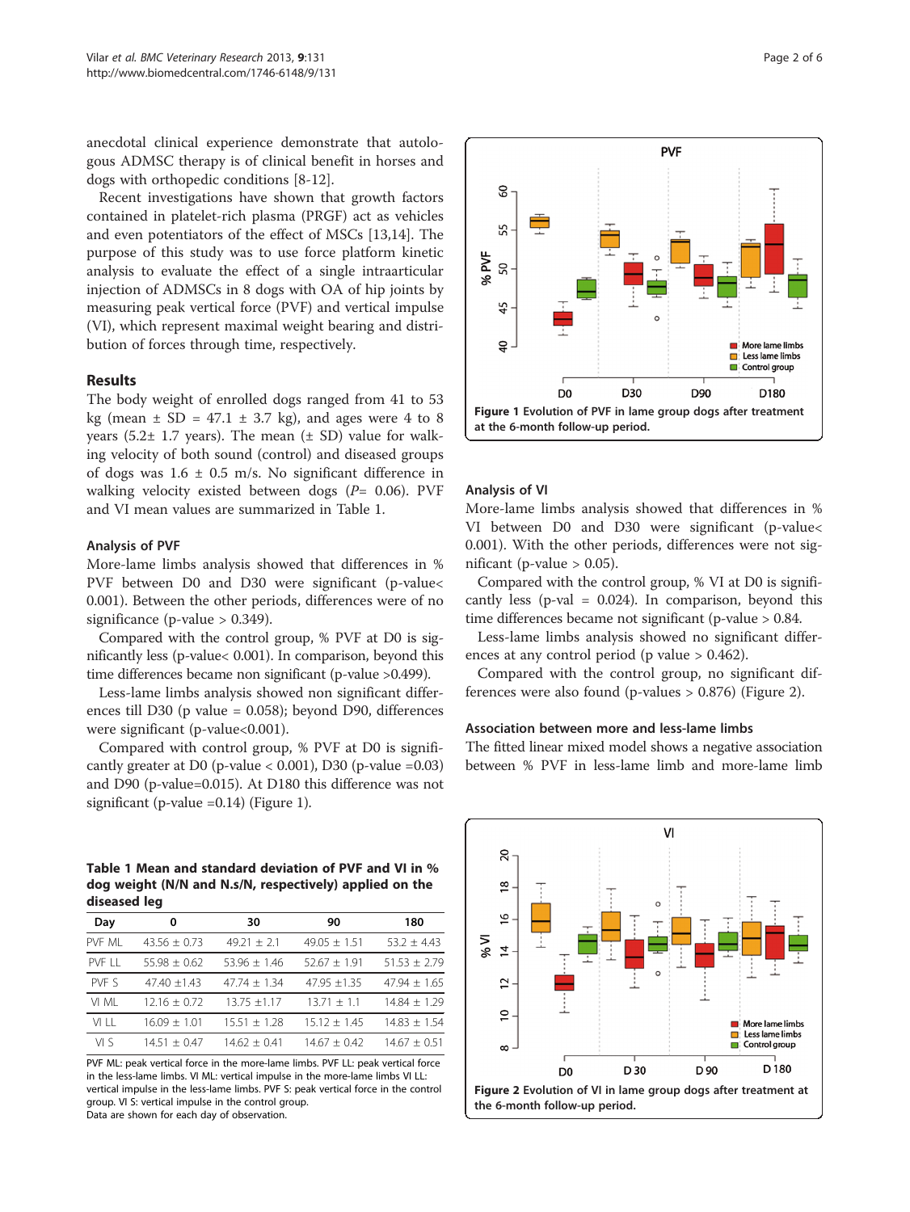anecdotal clinical experience demonstrate that autologous ADMSC therapy is of clinical benefit in horses and dogs with orthopedic conditions [8-12].

Recent investigations have shown that growth factors contained in platelet-rich plasma (PRGF) act as vehicles and even potentiators of the effect of MSCs [13,14]. The purpose of this study was to use force platform kinetic analysis to evaluate the effect of a single intraarticular injection of ADMSCs in 8 dogs with OA of hip joints by measuring peak vertical force (PVF) and vertical impulse (VI), which represent maximal weight bearing and distribution of forces through time, respectively.

## Results

The body weight of enrolled dogs ranged from 41 to 53 kg (mean ± SD = 47.1 ± 3.7 kg), and ages were 4 to 8 years (5.2± 1.7 years). The mean (± SD) value for walking velocity of both sound (control) and diseased groups of dogs was 1.6 ± 0.5 m/s. No significant difference in walking velocity existed between dogs ($P$= 0.06). PVF and VI mean values are summarized in Table 1.

### Analysis of PVF

More-lame limbs analysis showed that differences in % PVF between D0 and D30 were significant (p-value< 0.001). Between the other periods, differences were of no significance (p-value > 0.349).

Compared with the control group, % PVF at D0 is significantly less (p-value< 0.001). In comparison, beyond this time differences became non significant (p-value >0.499).

Less-lame limbs analysis showed non significant differences till D30 (p value = 0.058); beyond D90, differences were significant (p-value<0.001).

Compared with control group, % PVF at D0 is significantly greater at D0 (p-value < 0.001), D30 (p-value =0.03) and D90 (p-value=0.015). At D180 this difference was not significant (p-value =0.14) (Figure 1).

**Table 1 Mean and standard deviation of PVF and VI in % dog weight (N/N and N.s/N, respectively) applied on the diseased leg**

| Day | 0 | 30 | 90 | 180 |
|---|---|---|---|---|
| PVF ML | 43.56 ± 0.73 | 49.21 ± 2.1 | 49.05 ± 1.51 | 53.2 ± 4.43 |
| PVF LL | 55.98 ± 0.62 | 53.96 ± 1.46 | 52.67 ± 1.91 | 51.53 ± 2.79 |
| PVF S | 47.40 ±1.43 | 47.74 ± 1.34 | 47.95 ±1.35 | 47.94 ± 1.65 |
| VI ML | 12.16 ± 0.72 | 13.75 ±1.17 | 13.71 ± 1.1 | 14.84 ± 1.29 |
| VI LL | 16.09 ± 1.01 | 15.51 ± 1.28 | 15.12 ± 1.45 | 14.83 ± 1.54 |
| VI S | 14.51 ± 0.47 | 14.62 ± 0.41 | 14.67 ± 0.42 | 14.67 ± 0.51 |

PVF ML: peak vertical force in the more-lame limbs. PVF LL: peak vertical force in the less-lame limbs. VI ML: vertical impulse in the more-lame limbs VI LL: vertical impulse in the less-lame limbs. PVF S: peak vertical force in the control group. VI S: vertical impulse in the control group.
Data are shown for each day of observation.

**Figure 1** Evolution of PVF in lame group dogs after treatment at the 6-month follow-up period.

### Analysis of VI

More-lame limbs analysis showed that differences in % VI between D0 and D30 were significant (p-value< 0.001). With the other periods, differences were not significant (p-value > 0.05).

Compared with the control group, % VI at D0 is significantly less (p-val = 0.024). In comparison, beyond this time differences became not significant (p-value > 0.84.

Less-lame limbs analysis showed no significant differences at any control period (p value > 0.462).

Compared with the control group, no significant differences were also found (p-values > 0.876) (Figure 2).

### Association between more and less-lame limbs

The fitted linear mixed model shows a negative association between % PVF in less-lame limb and more-lame limb

**Figure 2** Evolution of VI in lame group dogs after treatment at the 6-month follow-up period.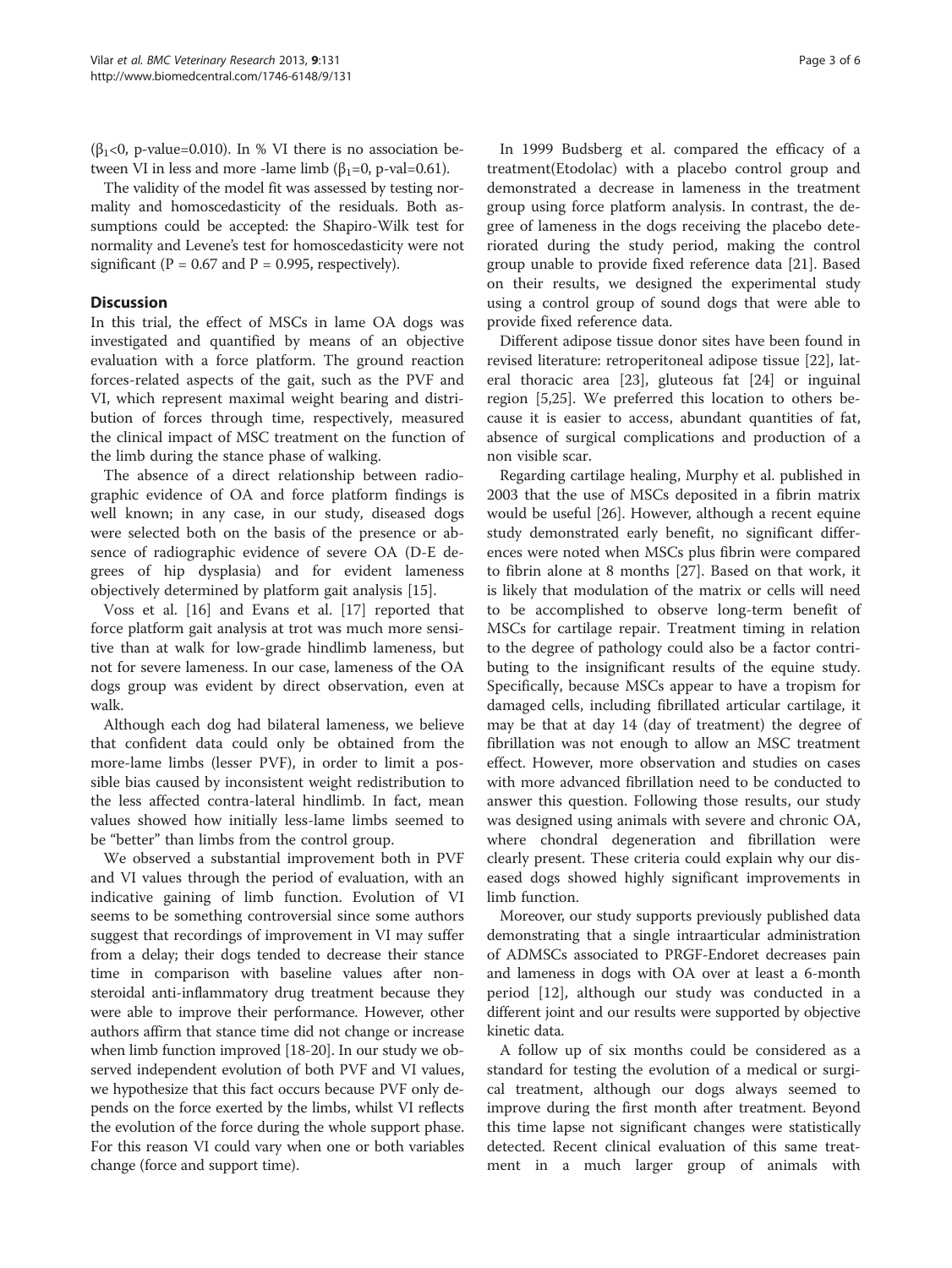($\beta_1$<0, p-value=0.010). In % VI there is no association between VI in less and more -lame limb ($\beta_1$=0, p-val=0.61).

The validity of the model fit was assessed by testing normality and homoscedasticity of the residuals. Both assumptions could be accepted: the Shapiro-Wilk test for normality and Levene's test for homoscedasticity were not significant (P = 0.67 and P = 0.995, respectively).

## Discussion

In this trial, the effect of MSCs in lame OA dogs was investigated and quantified by means of an objective evaluation with a force platform. The ground reaction forces-related aspects of the gait, such as the PVF and VI, which represent maximal weight bearing and distribution of forces through time, respectively, measured the clinical impact of MSC treatment on the function of the limb during the stance phase of walking.

The absence of a direct relationship between radiographic evidence of OA and force platform findings is well known; in any case, in our study, diseased dogs were selected both on the basis of the presence or absence of radiographic evidence of severe OA (D-E degrees of hip dysplasia) and for evident lameness objectively determined by platform gait analysis [15].

Voss et al. [16] and Evans et al. [17] reported that force platform gait analysis at trot was much more sensitive than at walk for low-grade hindlimb lameness, but not for severe lameness. In our case, lameness of the OA dogs group was evident by direct observation, even at walk.

Although each dog had bilateral lameness, we believe that confident data could only be obtained from the more-lame limbs (lesser PVF), in order to limit a possible bias caused by inconsistent weight redistribution to the less affected contra-lateral hindlimb. In fact, mean values showed how initially less-lame limbs seemed to be "better" than limbs from the control group.

We observed a substantial improvement both in PVF and VI values through the period of evaluation, with an indicative gaining of limb function. Evolution of VI seems to be something controversial since some authors suggest that recordings of improvement in VI may suffer from a delay; their dogs tended to decrease their stance time in comparison with baseline values after non-steroidal anti-inflammatory drug treatment because they were able to improve their performance. However, other authors affirm that stance time did not change or increase when limb function improved [18-20]. In our study we observed independent evolution of both PVF and VI values, we hypothesize that this fact occurs because PVF only depends on the force exerted by the limbs, whilst VI reflects the evolution of the force during the whole support phase. For this reason VI could vary when one or both variables change (force and support time).

In 1999 Budsberg et al. compared the efficacy of a treatment(Etodolac) with a placebo control group and demonstrated a decrease in lameness in the treatment group using force platform analysis. In contrast, the degree of lameness in the dogs receiving the placebo deteriorated during the study period, making the control group unable to provide fixed reference data [21]. Based on their results, we designed the experimental study using a control group of sound dogs that were able to provide fixed reference data.

Different adipose tissue donor sites have been found in revised literature: retroperitoneal adipose tissue [22], lateral thoracic area [23], gluteous fat [24] or inguinal region [5,25]. We preferred this location to others because it is easier to access, abundant quantities of fat, absence of surgical complications and production of a non visible scar.

Regarding cartilage healing, Murphy et al. published in 2003 that the use of MSCs deposited in a fibrin matrix would be useful [26]. However, although a recent equine study demonstrated early benefit, no significant differences were noted when MSCs plus fibrin were compared to fibrin alone at 8 months [27]. Based on that work, it is likely that modulation of the matrix or cells will need to be accomplished to observe long-term benefit of MSCs for cartilage repair. Treatment timing in relation to the degree of pathology could also be a factor contributing to the insignificant results of the equine study. Specifically, because MSCs appear to have a tropism for damaged cells, including fibrillated articular cartilage, it may be that at day 14 (day of treatment) the degree of fibrillation was not enough to allow an MSC treatment effect. However, more observation and studies on cases with more advanced fibrillation need to be conducted to answer this question. Following those results, our study was designed using animals with severe and chronic OA, where chondral degeneration and fibrillation were clearly present. These criteria could explain why our diseased dogs showed highly significant improvements in limb function.

Moreover, our study supports previously published data demonstrating that a single intraarticular administration of ADMSCs associated to PRGF-Endoret decreases pain and lameness in dogs with OA over at least a 6-month period [12], although our study was conducted in a different joint and our results were supported by objective kinetic data.

A follow up of six months could be considered as a standard for testing the evolution of a medical or surgical treatment, although our dogs always seemed to improve during the first month after treatment. Beyond this time lapse not significant changes were statistically detected. Recent clinical evaluation of this same treatment in a much larger group of animals with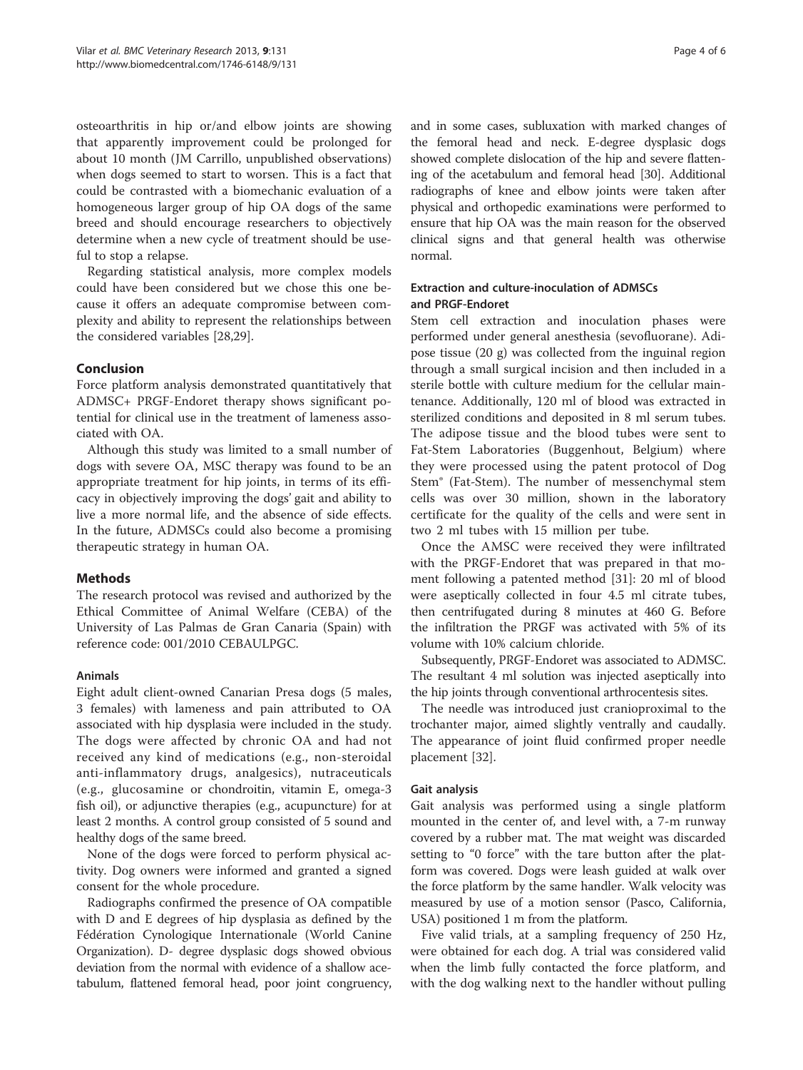osteoarthritis in hip or/and elbow joints are showing that apparently improvement could be prolonged for about 10 month (JM Carrillo, unpublished observations) when dogs seemed to start to worsen. This is a fact that could be contrasted with a biomechanic evaluation of a homogeneous larger group of hip OA dogs of the same breed and should encourage researchers to objectively determine when a new cycle of treatment should be useful to stop a relapse.

Regarding statistical analysis, more complex models could have been considered but we chose this one because it offers an adequate compromise between complexity and ability to represent the relationships between the considered variables [28,29].

## Conclusion

Force platform analysis demonstrated quantitatively that ADMSC+ PRGF-Endoret therapy shows significant potential for clinical use in the treatment of lameness associated with OA.

Although this study was limited to a small number of dogs with severe OA, MSC therapy was found to be an appropriate treatment for hip joints, in terms of its efficacy in objectively improving the dogs' gait and ability to live a more normal life, and the absence of side effects. In the future, ADMSCs could also become a promising therapeutic strategy in human OA.

## Methods

The research protocol was revised and authorized by the Ethical Committee of Animal Welfare (CEBA) of the University of Las Palmas de Gran Canaria (Spain) with reference code: 001/2010 CEBAULPGC.

### Animals

Eight adult client-owned Canarian Presa dogs (5 males, 3 females) with lameness and pain attributed to OA associated with hip dysplasia were included in the study. The dogs were affected by chronic OA and had not received any kind of medications (e.g., non-steroidal anti-inflammatory drugs, analgesics), nutraceuticals (e.g., glucosamine or chondroitin, vitamin E, omega-3 fish oil), or adjunctive therapies (e.g., acupuncture) for at least 2 months. A control group consisted of 5 sound and healthy dogs of the same breed.

None of the dogs were forced to perform physical activity. Dog owners were informed and granted a signed consent for the whole procedure.

Radiographs confirmed the presence of OA compatible with D and E degrees of hip dysplasia as defined by the Fédération Cynologique Internationale (World Canine Organization). D- degree dysplasic dogs showed obvious deviation from the normal with evidence of a shallow acetabulum, flattened femoral head, poor joint congruency, and in some cases, subluxation with marked changes of the femoral head and neck. E-degree dysplasic dogs showed complete dislocation of the hip and severe flattening of the acetabulum and femoral head [30]. Additional radiographs of knee and elbow joints were taken after physical and orthopedic examinations were performed to ensure that hip OA was the main reason for the observed clinical signs and that general health was otherwise normal.

### Extraction and culture-inoculation of ADMSCs and PRGF-Endoret

Stem cell extraction and inoculation phases were performed under general anesthesia (sevofluorane). Adipose tissue (20 g) was collected from the inguinal region through a small surgical incision and then included in a sterile bottle with culture medium for the cellular maintenance. Additionally, 120 ml of blood was extracted in sterilized conditions and deposited in 8 ml serum tubes. The adipose tissue and the blood tubes were sent to Fat-Stem Laboratories (Buggenhout, Belgium) where they were processed using the patent protocol of Dog Stem® (Fat-Stem). The number of messenchymal stem cells was over 30 million, shown in the laboratory certificate for the quality of the cells and were sent in two 2 ml tubes with 15 million per tube.

Once the AMSC were received they were infiltrated with the PRGF-Endoret that was prepared in that moment following a patented method [31]: 20 ml of blood were aseptically collected in four 4.5 ml citrate tubes, then centrifugated during 8 minutes at 460 G. Before the infiltration the PRGF was activated with 5% of its volume with 10% calcium chloride.

Subsequently, PRGF-Endoret was associated to ADMSC. The resultant 4 ml solution was injected aseptically into the hip joints through conventional arthrocentesis sites.

The needle was introduced just cranioproximal to the trochanter major, aimed slightly ventrally and caudally. The appearance of joint fluid confirmed proper needle placement [32].

### Gait analysis

Gait analysis was performed using a single platform mounted in the center of, and level with, a 7-m runway covered by a rubber mat. The mat weight was discarded setting to "0 force" with the tare button after the platform was covered. Dogs were leash guided at walk over the force platform by the same handler. Walk velocity was measured by use of a motion sensor (Pasco, California, USA) positioned 1 m from the platform.

Five valid trials, at a sampling frequency of 250 Hz, were obtained for each dog. A trial was considered valid when the limb fully contacted the force platform, and with the dog walking next to the handler without pulling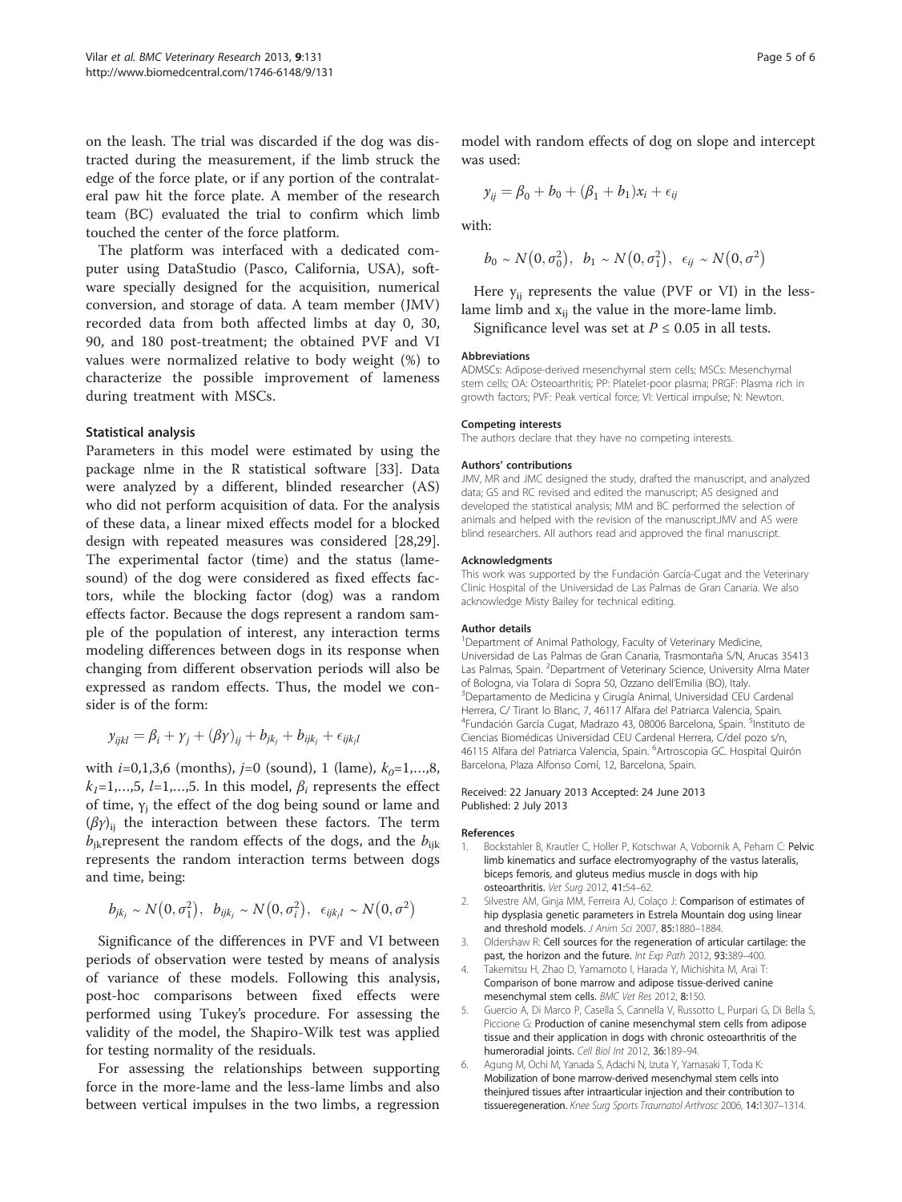on the leash. The trial was discarded if the dog was distracted during the measurement, if the limb struck the edge of the force plate, or if any portion of the contralateral paw hit the force plate. A member of the research team (BC) evaluated the trial to confirm which limb touched the center of the force platform.

The platform was interfaced with a dedicated computer using DataStudio (Pasco, California, USA), software specially designed for the acquisition, numerical conversion, and storage of data. A team member (JMV) recorded data from both affected limbs at day 0, 30, 90, and 180 post-treatment; the obtained PVF and VI values were normalized relative to body weight (%) to characterize the possible improvement of lameness during treatment with MSCs.

### Statistical analysis

Parameters in this model were estimated by using the package nlme in the R statistical software [33]. Data were analyzed by a different, blinded researcher (AS) who did not perform acquisition of data. For the analysis of these data, a linear mixed effects model for a blocked design with repeated measures was considered [28,29]. The experimental factor (time) and the status (lame-sound) of the dog were considered as fixed effects factors, while the blocking factor (dog) was a random effects factor. Because the dogs represent a random sample of the population of interest, any interaction terms modeling differences between dogs in its response when changing from different observation periods will also be expressed as random effects. Thus, the model we consider is of the form:

$$y_{ijkl} = \beta_i + \gamma_j + (\beta\gamma)_{ij} + b_{jk_j} + b_{ijk_j} + \epsilon_{ijk_jl}$$

with $i$=0,1,3,6 (months), $j$=0 (sound), 1 (lame), $k_0$=1,...,8, $k_1$=1,...,5, $l$=1,...,5. In this model, $\beta_i$ represents the effect of time, $\gamma_j$ the effect of the dog being sound or lame and $(\beta\gamma)_{ij}$ the interaction between these factors. The term $b_{jk}$represent the random effects of the dogs, and the $b_{ijk}$ represents the random interaction terms between dogs and time, being:

$$b_{jk_j} \sim N\left(0, \sigma_1^2\right), \;\; b_{ijk_j} \sim N\left(0, \sigma_i^2\right), \;\; \epsilon_{ijk_jl} \sim N\left(0, \sigma^2\right)$$

Significance of the differences in PVF and VI between periods of observation were tested by means of analysis of variance of these models. Following this analysis, post-hoc comparisons between fixed effects were performed using Tukey's procedure. For assessing the validity of the model, the Shapiro-Wilk test was applied for testing normality of the residuals.

For assessing the relationships between supporting force in the more-lame and the less-lame limbs and also between vertical impulses in the two limbs, a regression model with random effects of dog on slope and intercept was used:

$$y_{ij} = \beta_0 + b_0 + (\beta_1 + b_1)x_i + \epsilon_{ij}$$

with:

$$b_0 \sim N\left(0, \sigma_0^2\right), \;\; b_1 \sim N\left(0, \sigma_1^2\right), \;\; \epsilon_{ij} \sim N\left(0, \sigma^2\right)$$

Here $y_{ij}$ represents the value (PVF or VI) in the less-lame limb and $x_{ij}$ the value in the more-lame limb.

Significance level was set at $P \leq 0.05$ in all tests.

#### Abbreviations

ADMSCs: Adipose-derived mesenchymal stem cells; MSCs: Mesenchymal stem cells; OA: Osteoarthritis; PP: Platelet-poor plasma; PRGF: Plasma rich in growth factors; PVF: Peak vertical force; VI: Vertical impulse; N: Newton.

#### Competing interests

The authors declare that they have no competing interests.

#### Authors' contributions

JMV, MR and JMC designed the study, drafted the manuscript, and analyzed data; GS and RC revised and edited the manuscript; AS designed and developed the statistical analysis; MM and BC performed the selection of animals and helped with the revision of the manuscript.JMV and AS were blind researchers. All authors read and approved the final manuscript.

#### Acknowledgments

This work was supported by the Fundación García-Cugat and the Veterinary Clinic Hospital of the Universidad de Las Palmas de Gran Canaria. We also acknowledge Misty Bailey for technical editing.

#### Author details

[1]Department of Animal Pathology, Faculty of Veterinary Medicine, Universidad de Las Palmas de Gran Canaria, Trasmontaña S/N, Arucas 35413 Las Palmas, Spain. [2]Department of Veterinary Science, University Alma Mater of Bologna, via Tolara di Sopra 50, Ozzano dell'Emilia (BO), Italy. [3]Departamento de Medicina y Cirugía Animal, Universidad CEU Cardenal Herrera, C/ Tirant lo Blanc, 7, 46117 Alfara del Patriarca Valencia, Spain. [4]Fundación García Cugat, Madrazo 43, 08006 Barcelona, Spain. [5]Instituto de Ciencias Biomédicas Universidad CEU Cardenal Herrera, C/del pozo s/n, 46115 Alfara del Patriarca Valencia, Spain. [6]Artroscopia GC. Hospital Quirón Barcelona, Plaza Alfonso Comí, 12, Barcelona, Spain.

Received: 22 January 2013 Accepted: 24 June 2013
Published: 2 July 2013

#### References

1. Bockstahler B, Krautler C, Holler P, Kotschwar A, Vobornik A, Peham C: **Pelvic limb kinematics and surface electromyography of the vastus lateralis, biceps femoris, and gluteus medius muscle in dogs with hip osteoarthritis.** *Vet Surg* 2012, **41:**54–62.
2. Silvestre AM, Ginja MM, Ferreira AJ, Colaço J: **Comparison of estimates of hip dysplasia genetic parameters in Estrela Mountain dog using linear and threshold models.** *J Anim Sci* 2007, **85:**1880–1884.
3. Oldershaw R: **Cell sources for the regeneration of articular cartilage: the past, the horizon and the future.** *Int Exp Path* 2012, **93:**389–400.
4. Takemitsu H, Zhao D, Yamamoto I, Harada Y, Michishita M, Arai T: **Comparison of bone marrow and adipose tissue-derived canine mesenchymal stem cells.** *BMC Vet Res* 2012, **8:**150.
5. Guercio A, Di Marco P, Casella S, Cannella V, Russotto L, Purpari G, Di Bella S, Piccione G: **Production of canine mesenchymal stem cells from adipose tissue and their application in dogs with chronic osteoarthritis of the humeroradial joints.** *Cell Biol Int* 2012, **36:**189–94.
6. Agung M, Ochi M, Yanada S, Adachi N, Izuta Y, Yamasaki T, Toda K: **Mobilization of bone marrow-derived mesenchymal stem cells into theinjured tissues after intraarticular injection and their contribution to tissueregeneration.** *Knee Surg Sports Traumatol Arthrosc* 2006, **14:**1307–1314.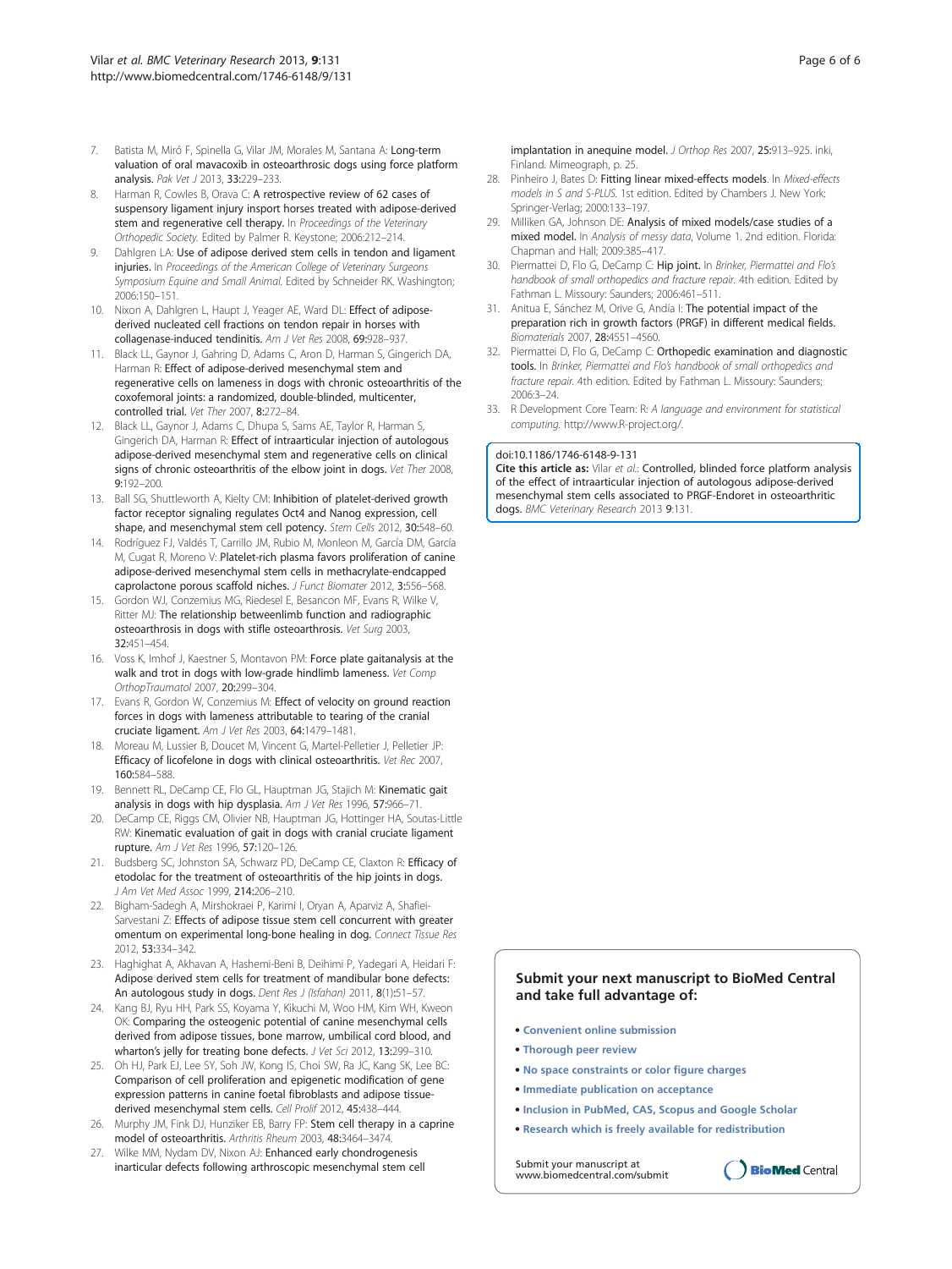7. Batista M, Miró F, Spinella G, Vilar JM, Morales M, Santana A: **Long-term valuation of oral mavacoxib in osteoarthrosic dogs using force platform analysis.** *Pak Vet J* 2013, **33:**229–233.
8. Harman R, Cowles B, Orava C: **A retrospective review of 62 cases of suspensory ligament injury insport horses treated with adipose-derived stem and regenerative cell therapy.** In *Proceedings of the Veterinary Orthopedic Society.* Edited by Palmer R. Keystone; 2006:212–214.
9. Dahlgren LA: **Use of adipose derived stem cells in tendon and ligament injuries.** In *Proceedings of the American College of Veterinary Surgeons Symposium Equine and Small Animal.* Edited by Schneider RK. Washington; 2006:150–151.
10. Nixon A, Dahlgren L, Haupt J, Yeager AE, Ward DL: **Effect of adipose-derived nucleated cell fractions on tendon repair in horses with collagenase-induced tendinitis.** *Am J Vet Res* 2008, **69:**928–937.
11. Black LL, Gaynor J, Gahring D, Adams C, Aron D, Harman S, Gingerich DA, Harman R: **Effect of adipose-derived mesenchymal stem and regenerative cells on lameness in dogs with chronic osteoarthritis of the coxofemoral joints: a randomized, double-blinded, multicenter, controlled trial.** *Vet Ther* 2007, **8:**272–84.
12. Black LL, Gaynor J, Adams C, Dhupa S, Sams AE, Taylor R, Harman S, Gingerich DA, Harman R: **Effect of intraarticular injection of autologous adipose-derived mesenchymal stem and regenerative cells on clinical signs of chronic osteoarthritis of the elbow joint in dogs.** *Vet Ther* 2008, **9:**192–200.
13. Ball SG, Shuttleworth A, Kielty CM: **Inhibition of platelet-derived growth factor receptor signaling regulates Oct4 and Nanog expression, cell shape, and mesenchymal stem cell potency.** *Stem Cells* 2012, **30:**548–60.
14. Rodríguez FJ, Valdés T, Carrillo JM, Rubio M, Monleon M, García DM, García M, Cugat R, Moreno V: **Platelet-rich plasma favors proliferation of canine adipose-derived mesenchymal stem cells in methacrylate-endcapped caprolactone porous scaffold niches.** *J Funct Biomater* 2012, **3:**556–568.
15. Gordon WJ, Conzemius MG, Riedesel E, Besancon MF, Evans R, Wilke V, Ritter MJ: **The relationship betweenlimb function and radiographic osteoarthrosis in dogs with stifle osteoarthrosis.** *Vet Surg* 2003, **32:**451–454.
16. Voss K, Imhof J, Kaestner S, Montavon PM: **Force plate gaitanalysis at the walk and trot in dogs with low-grade hindlimb lameness.** *Vet Comp OrthopTraumatol* 2007, **20:**299–304.
17. Evans R, Gordon W, Conzemius M: **Effect of velocity on ground reaction forces in dogs with lameness attributable to tearing of the cranial cruciate ligament.** *Am J Vet Res* 2003, **64:**1479–1481.
18. Moreau M, Lussier B, Doucet M, Vincent G, Martel-Pelletier J, Pelletier JP: **Efficacy of licofelone in dogs with clinical osteoarthritis.** *Vet Rec* 2007, **160:**584–588.
19. Bennett RL, DeCamp CE, Flo GL, Hauptman JG, Stajich M: **Kinematic gait analysis in dogs with hip dysplasia.** *Am J Vet Res* 1996, **57:**966–71.
20. DeCamp CE, Riggs CM, Olivier NB, Hauptman JG, Hottinger HA, Soutas-Little RW: **Kinematic evaluation of gait in dogs with cranial cruciate ligament rupture.** *Am J Vet Res* 1996, **57:**120–126.
21. Budsberg SC, Johnston SA, Schwarz PD, DeCamp CE, Claxton R: **Efficacy of etodolac for the treatment of osteoarthritis of the hip joints in dogs.** *J Am Vet Med Assoc* 1999, **214:**206–210.
22. Bigham-Sadegh A, Mirshokraei P, Karimi I, Oryan A, Aparviz A, Shafiei-Sarvestani Z: **Effects of adipose tissue stem cell concurrent with greater omentum on experimental long-bone healing in dog.** *Connect Tissue Res* 2012, **53:**334–342.
23. Haghighat A, Akhavan A, Hashemi-Beni B, Deihimi P, Yadegari A, Heidari F: **Adipose derived stem cells for treatment of mandibular bone defects: An autologous study in dogs.** *Dent Res J (Isfahan)* 2011, **8**(1)**:**51–57.
24. Kang BJ, Ryu HH, Park SS, Koyama Y, Kikuchi M, Woo HM, Kim WH, Kweon OK: **Comparing the osteogenic potential of canine mesenchymal cells derived from adipose tissues, bone marrow, umbilical cord blood, and wharton's jelly for treating bone defects.** *J Vet Sci* 2012, **13:**299–310.
25. Oh HJ, Park EJ, Lee SY, Soh JW, Kong IS, Choi SW, Ra JC, Kang SK, Lee BC: **Comparison of cell proliferation and epigenetic modification of gene expression patterns in canine foetal fibroblasts and adipose tissue-derived mesenchymal stem cells.** *Cell Prolif* 2012, **45:**438–444.
26. Murphy JM, Fink DJ, Hunziker EB, Barry FP: **Stem cell therapy in a caprine model of osteoarthritis.** *Arthritis Rheum* 2003, **48:**3464–3474.
27. Wilke MM, Nydam DV, Nixon AJ: **Enhanced early chondrogenesis inarticular defects following arthroscopic mesenchymal stem cell implantation in anequine model.** *J Orthop Res* 2007, **25:**913–925. inki, Finland. Mimeograph, p. 25.
28. Pinheiro J, Bates D: **Fitting linear mixed-effects models.** In *Mixed-effects models in S and S-PLUS.* 1st edition. Edited by Chambers J. New York: Springer-Verlag; 2000:133–197.
29. Milliken GA, Johnson DE: **Analysis of mixed models/case studies of a mixed model.** In *Analysis of messy data*, Volume 1. 2nd edition. Florida: Chapman and Hall; 2009:385–417.
30. Piermattei D, Flo G, DeCamp C: **Hip joint.** In *Brinker, Piermattei and Flo's handbook of small orthopedics and fracture repair.* 4th edition. Edited by Fathman L. Missoury: Saunders; 2006:461–511.
31. Anitua E, Sánchez M, Orive G, Andía I: **The potential impact of the preparation rich in growth factors (PRGF) in different medical fields.** *Biomaterials* 2007, **28:**4551–4560.
32. Piermattei D, Flo G, DeCamp C: **Orthopedic examination and diagnostic tools.** In *Brinker, Piermattei and Flo's handbook of small orthopedics and fracture repair.* 4th edition. Edited by Fathman L. Missoury: Saunders; 2006:3–24.
33. R Development Core Team: R: *A language and environment for statistical computing.* http://www.R-project.org/.

doi:10.1186/1746-6148-9-131

**Cite this article as:** Vilar *et al.*: Controlled, blinded force platform analysis of the effect of intraarticular injection of autologous adipose-derived mesenchymal stem cells associated to PRGF-Endoret in osteoarthritic dogs. *BMC Veterinary Research* 2013 **9**:131.

**Submit your next manuscript to BioMed Central and take full advantage of:**

- **Convenient online submission**
- **Thorough peer review**
- **No space constraints or color figure charges**
- **Immediate publication on acceptance**
- **Inclusion in PubMed, CAS, Scopus and Google Scholar**
- **Research which is freely available for redistribution**

Submit your manuscript at
www.biomedcentral.com/submit